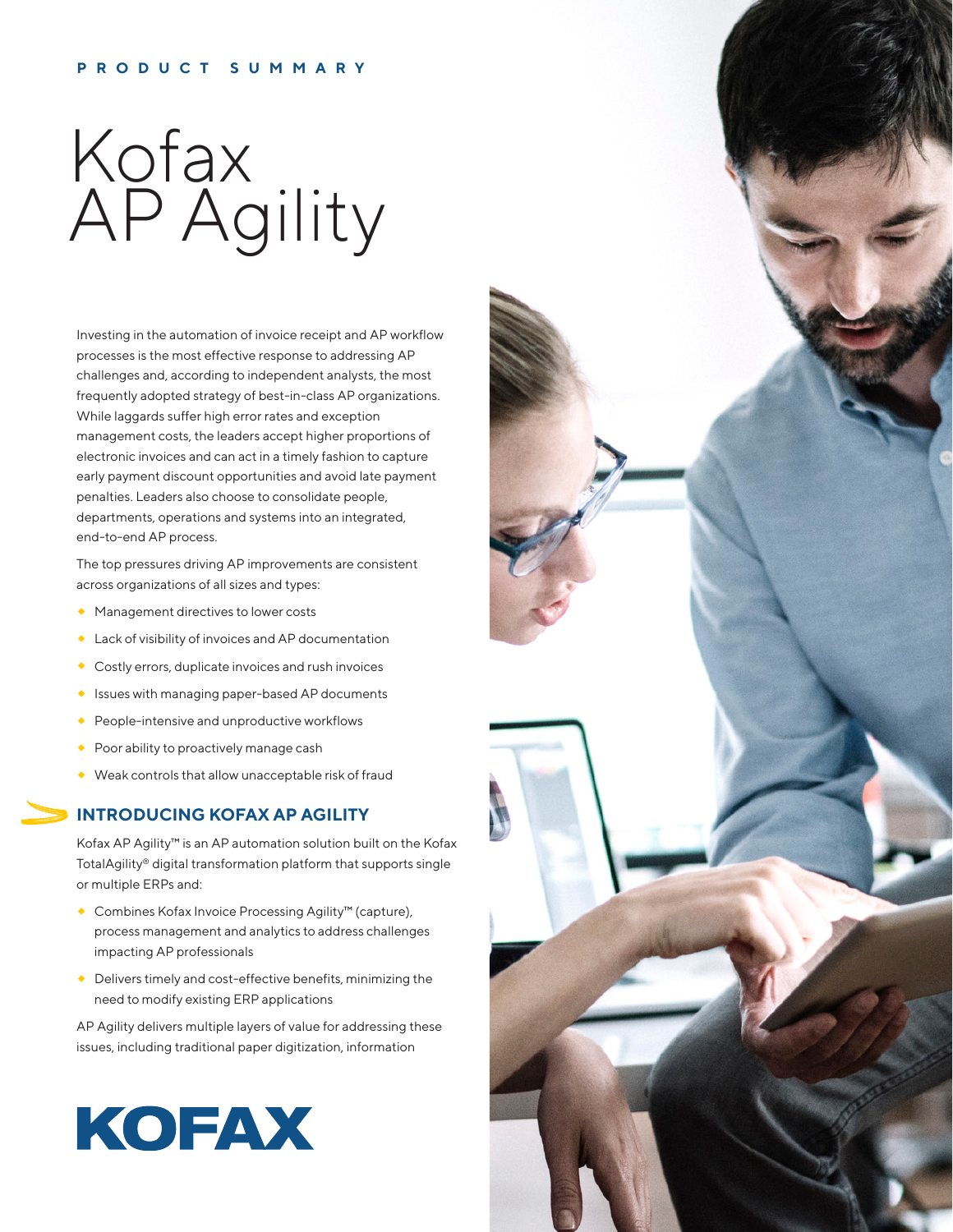PRODUCT SUMMARY

# Kofax AP Agility

Investing in the automation of invoice receipt and AP workflow processes is the most effective response to addressing AP challenges and, according to independent analysts, the most frequently adopted strategy of best-in-class AP organizations. While laggards suffer high error rates and exception management costs, the leaders accept higher proportions of electronic invoices and can act in a timely fashion to capture early payment discount opportunities and avoid late payment penalties. Leaders also choose to consolidate people, departments, operations and systems into an integrated, end-to-end AP process.

The top pressures driving AP improvements are consistent across organizations of all sizes and types:

- Management directives to lower costs
- Lack of visibility of invoices and AP documentation
- Costly errors, duplicate invoices and rush invoices
- Issues with managing paper-based AP documents
- People-intensive and unproductive workflows
- Poor ability to proactively manage cash
- Weak controls that allow unacceptable risk of fraud

## INTRODUCING KOFAX AP AGILITY

Kofax AP Agility™ is an AP automation solution built on the Kofax TotalAgility® digital transformation platform that supports single or multiple ERPs and:

- Combines Kofax Invoice Processing Agility™ (capture), process management and analytics to address challenges impacting AP professionals
- Delivers timely and cost-effective benefits, minimizing the need to modify existing ERP applications

AP Agility delivers multiple layers of value for addressing these issues, including traditional paper digitization, information

KOFAX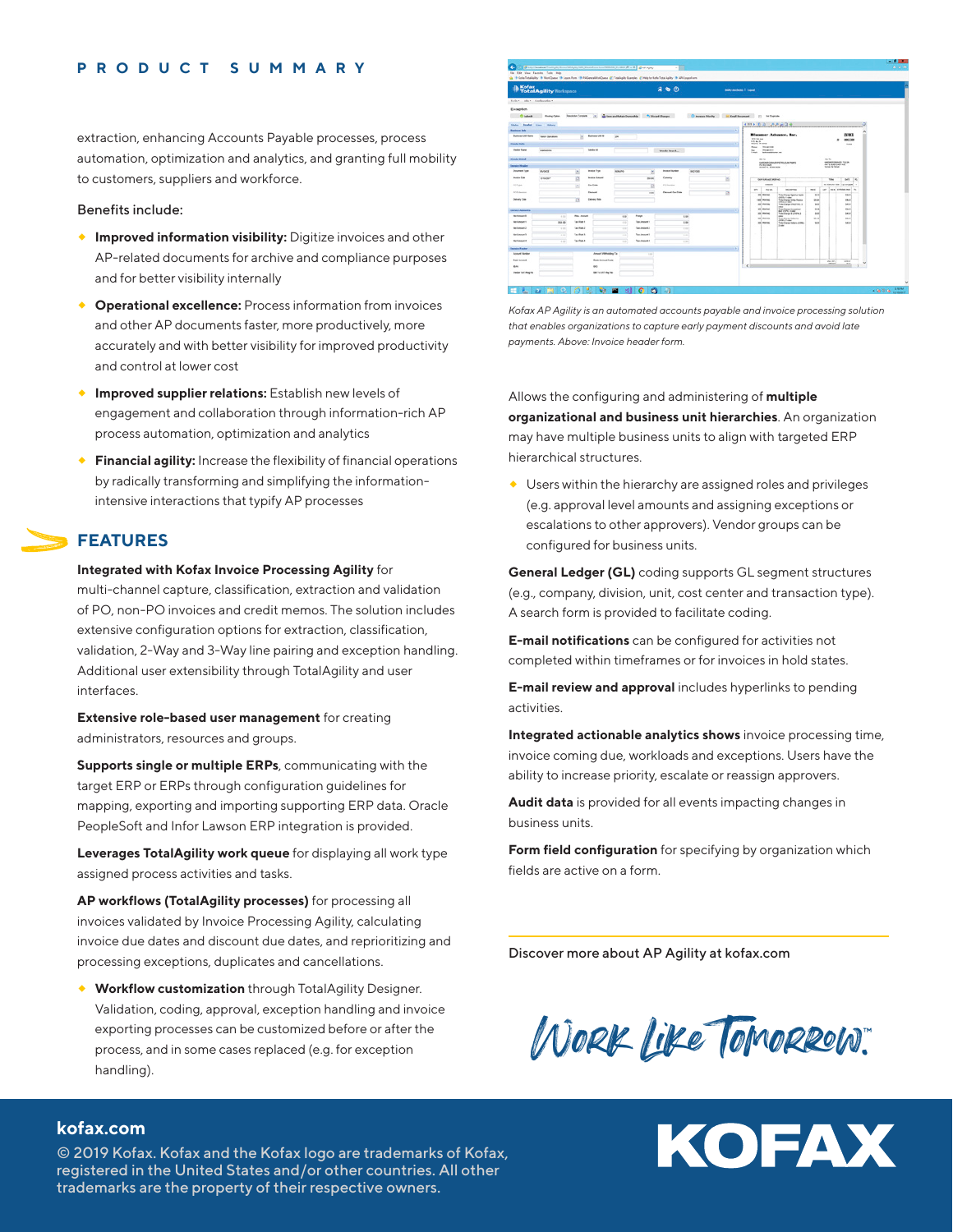PRODUCT SUMMARY

extraction, enhancing Accounts Payable processes, process automation, optimization and analytics, and granting full mobility to customers, suppliers and workforce.

Benefits include:

- **Improved information visibility:** Digitize invoices and other AP-related documents for archive and compliance purposes and for better visibility internally
- **Operational excellence:** Process information from invoices and other AP documents faster, more productively, more accurately and with better visibility for improved productivity and control at lower cost
- **Improved supplier relations:** Establish new levels of engagement and collaboration through information-rich AP process automation, optimization and analytics
- **Financial agility:** Increase the flexibility of financial operations by radically transforming and simplifying the information-intensive interactions that typify AP processes

## FEATURES

**Integrated with Kofax Invoice Processing Agility** for multi-channel capture, classification, extraction and validation of PO, non-PO invoices and credit memos. The solution includes extensive configuration options for extraction, classification, validation, 2-Way and 3-Way line pairing and exception handling. Additional user extensibility through TotalAgility and user interfaces.

**Extensive role-based user management** for creating administrators, resources and groups.

**Supports single or multiple ERPs**, communicating with the target ERP or ERPs through configuration guidelines for mapping, exporting and importing supporting ERP data. Oracle PeopleSoft and Infor Lawson ERP integration is provided.

**Leverages TotalAgility work queue** for displaying all work type assigned process activities and tasks.

**AP workflows (TotalAgility processes)** for processing all invoices validated by Invoice Processing Agility, calculating invoice due dates and discount due dates, and reprioritizing and processing exceptions, duplicates and cancellations.

- **Workflow customization** through TotalAgility Designer. Validation, coding, approval, exception handling and invoice exporting processes can be customized before or after the process, and in some cases replaced (e.g. for exception handling).

*Kofax AP Agility is an automated accounts payable and invoice processing solution that enables organizations to capture early payment discounts and avoid late payments. Above: Invoice header form.*

Allows the configuring and administering of **multiple organizational and business unit hierarchies**. An organization may have multiple business units to align with targeted ERP hierarchical structures.

- Users within the hierarchy are assigned roles and privileges (e.g. approval level amounts and assigning exceptions or escalations to other approvers). Vendor groups can be configured for business units.

**General Ledger (GL)** coding supports GL segment structures (e.g., company, division, unit, cost center and transaction type). A search form is provided to facilitate coding.

**E-mail notifications** can be configured for activities not completed within timeframes or for invoices in hold states.

**E-mail review and approval** includes hyperlinks to pending activities.

**Integrated actionable analytics shows** invoice processing time, invoice coming due, workloads and exceptions. Users have the ability to increase priority, escalate or reassign approvers.

**Audit data** is provided for all events impacting changes in business units.

**Form field configuration** for specifying by organization which fields are active on a form.

Discover more about AP Agility at kofax.com

Work Like Tomorrow.™

**kofax.com**

© 2019 Kofax. Kofax and the Kofax logo are trademarks of Kofax, registered in the United States and/or other countries. All other trademarks are the property of their respective owners.

KOFAX